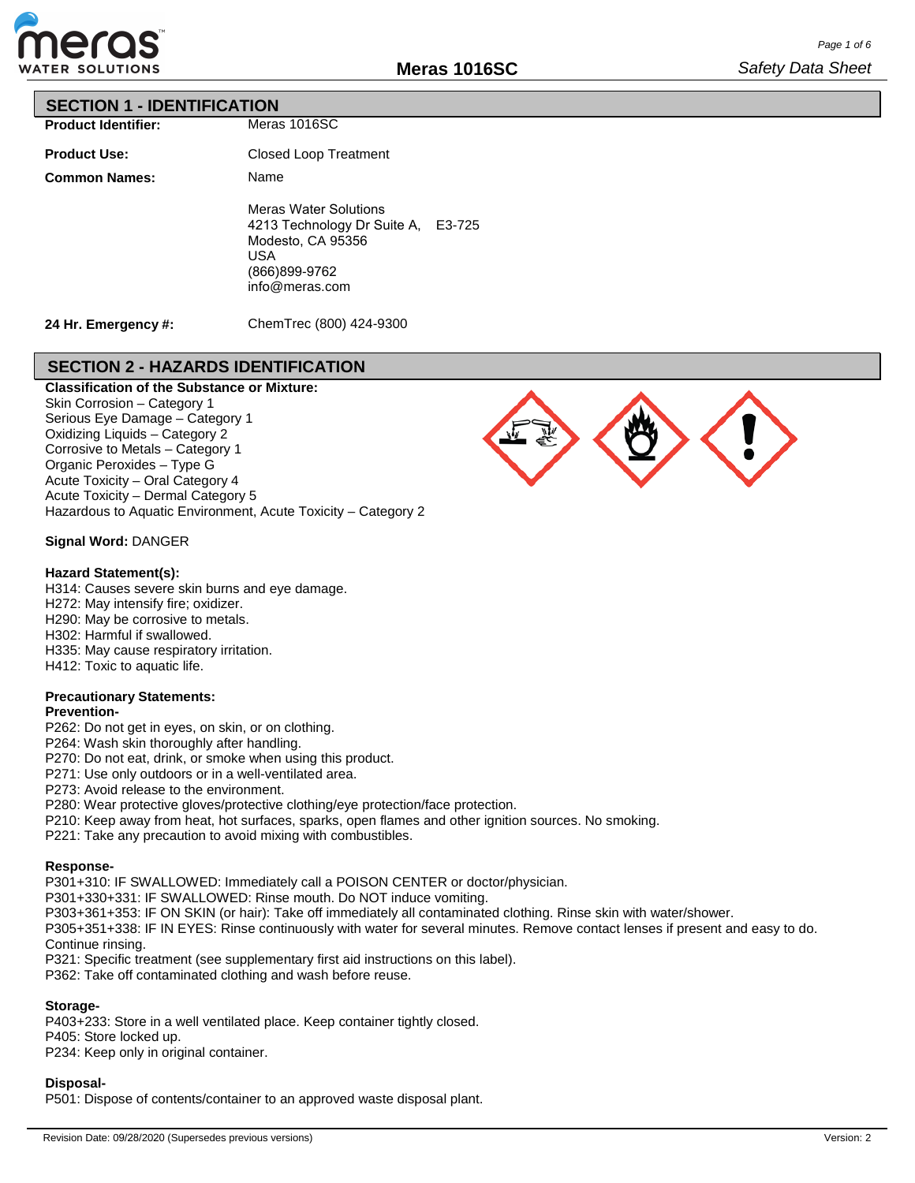# Meras 1016SC

*Safety Data Sheet*

## SECTION 1 - IDENTIFICATION

**Product Identifier:** Meras 1016SC

**Product Use:** Closed Loop Treatment

**Common Names:** Name

Meras Water Solutions
4213 Technology Dr Suite A, E3-725
Modesto, CA 95356
USA
(866)899-9762
info@meras.com

**24 Hr. Emergency #:** ChemTrec (800) 424-9300

## SECTION 2 - HAZARDS IDENTIFICATION

**Classification of the Substance or Mixture:**
Skin Corrosion – Category 1
Serious Eye Damage – Category 1
Oxidizing Liquids – Category 2
Corrosive to Metals – Category 1
Organic Peroxides – Type G
Acute Toxicity – Oral Category 4
Acute Toxicity – Dermal Category 5
Hazardous to Aquatic Environment, Acute Toxicity – Category 2

**Signal Word:** DANGER

**Hazard Statement(s):**
H314: Causes severe skin burns and eye damage.
H272: May intensify fire; oxidizer.
H290: May be corrosive to metals.
H302: Harmful if swallowed.
H335: May cause respiratory irritation.
H412: Toxic to aquatic life.

**Precautionary Statements:**

**Prevention-**
P262: Do not get in eyes, on skin, or on clothing.
P264: Wash skin thoroughly after handling.
P270: Do not eat, drink, or smoke when using this product.
P271: Use only outdoors or in a well-ventilated area.
P273: Avoid release to the environment.
P280: Wear protective gloves/protective clothing/eye protection/face protection.
P210: Keep away from heat, hot surfaces, sparks, open flames and other ignition sources. No smoking.
P221: Take any precaution to avoid mixing with combustibles.

**Response-**
P301+310: IF SWALLOWED: Immediately call a POISON CENTER or doctor/physician.
P301+330+331: IF SWALLOWED: Rinse mouth. Do NOT induce vomiting.
P303+361+353: IF ON SKIN (or hair): Take off immediately all contaminated clothing. Rinse skin with water/shower.
P305+351+338: IF IN EYES: Rinse continuously with water for several minutes. Remove contact lenses if present and easy to do. Continue rinsing.
P321: Specific treatment (see supplementary first aid instructions on this label).
P362: Take off contaminated clothing and wash before reuse.

**Storage-**
P403+233: Store in a well ventilated place. Keep container tightly closed.
P405: Store locked up.
P234: Keep only in original container.

**Disposal-**
P501: Dispose of contents/container to an approved waste disposal plant.

Revision Date: 09/28/2020 (Supersedes previous versions) Version: 2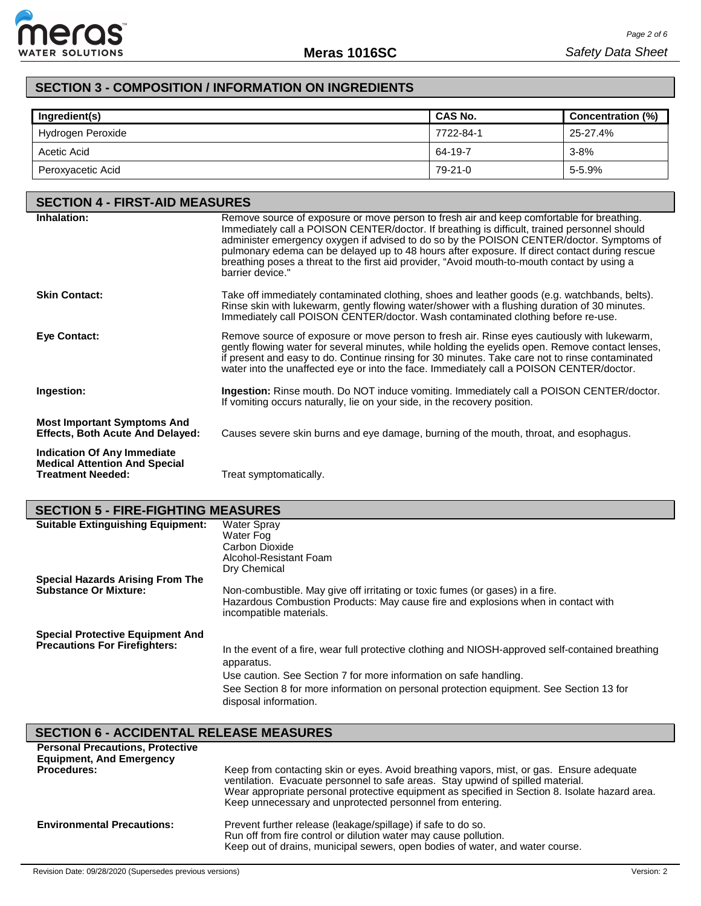## SECTION 3 - COMPOSITION / INFORMATION ON INGREDIENTS

| Ingredient(s) | CAS No. | Concentration (%) |
|---|---|---|
| Hydrogen Peroxide | 7722-84-1 | 25-27.4% |
| Acetic Acid | 64-19-7 | 3-8% |
| Peroxyacetic Acid | 79-21-0 | 5-5.9% |

## SECTION 4 - FIRST-AID MEASURES

**Inhalation:** Remove source of exposure or move person to fresh air and keep comfortable for breathing. Immediately call a POISON CENTER/doctor. If breathing is difficult, trained personnel should administer emergency oxygen if advised to do so by the POISON CENTER/doctor. Symptoms of pulmonary edema can be delayed up to 48 hours after exposure. If direct contact during rescue breathing poses a threat to the first aid provider, "Avoid mouth-to-mouth contact by using a barrier device."

**Skin Contact:** Take off immediately contaminated clothing, shoes and leather goods (e.g. watchbands, belts). Rinse skin with lukewarm, gently flowing water/shower with a flushing duration of 30 minutes. Immediately call POISON CENTER/doctor. Wash contaminated clothing before re-use.

**Eye Contact:** Remove source of exposure or move person to fresh air. Rinse eyes cautiously with lukewarm, gently flowing water for several minutes, while holding the eyelids open. Remove contact lenses, if present and easy to do. Continue rinsing for 30 minutes. Take care not to rinse contaminated water into the unaffected eye or into the face. Immediately call a POISON CENTER/doctor.

**Ingestion:** **Ingestion:** Rinse mouth. Do NOT induce vomiting. Immediately call a POISON CENTER/doctor. If vomiting occurs naturally, lie on your side, in the recovery position.

**Most Important Symptoms And Effects, Both Acute And Delayed:** Causes severe skin burns and eye damage, burning of the mouth, throat, and esophagus.

**Indication Of Any Immediate Medical Attention And Special Treatment Needed:** Treat symptomatically.

## SECTION 5 - FIRE-FIGHTING MEASURES

**Suitable Extinguishing Equipment:**
Water Spray
Water Fog
Carbon Dioxide
Alcohol-Resistant Foam
Dry Chemical

**Special Hazards Arising From The Substance Or Mixture:** Non-combustible. May give off irritating or toxic fumes (or gases) in a fire.
Hazardous Combustion Products: May cause fire and explosions when in contact with incompatible materials.

**Special Protective Equipment And Precautions For Firefighters:** In the event of a fire, wear full protective clothing and NIOSH-approved self-contained breathing apparatus.
Use caution. See Section 7 for more information on safe handling.
See Section 8 for more information on personal protection equipment. See Section 13 for disposal information.

## SECTION 6 - ACCIDENTAL RELEASE MEASURES

**Personal Precautions, Protective Equipment, And Emergency Procedures:** Keep from contacting skin or eyes. Avoid breathing vapors, mist, or gas. Ensure adequate ventilation. Evacuate personnel to safe areas. Stay upwind of spilled material.
Wear appropriate personal protective equipment as specified in Section 8. Isolate hazard area. Keep unnecessary and unprotected personnel from entering.

**Environmental Precautions:** Prevent further release (leakage/spillage) if safe to do so.
Run off from fire control or dilution water may cause pollution.
Keep out of drains, municipal sewers, open bodies of water, and water course.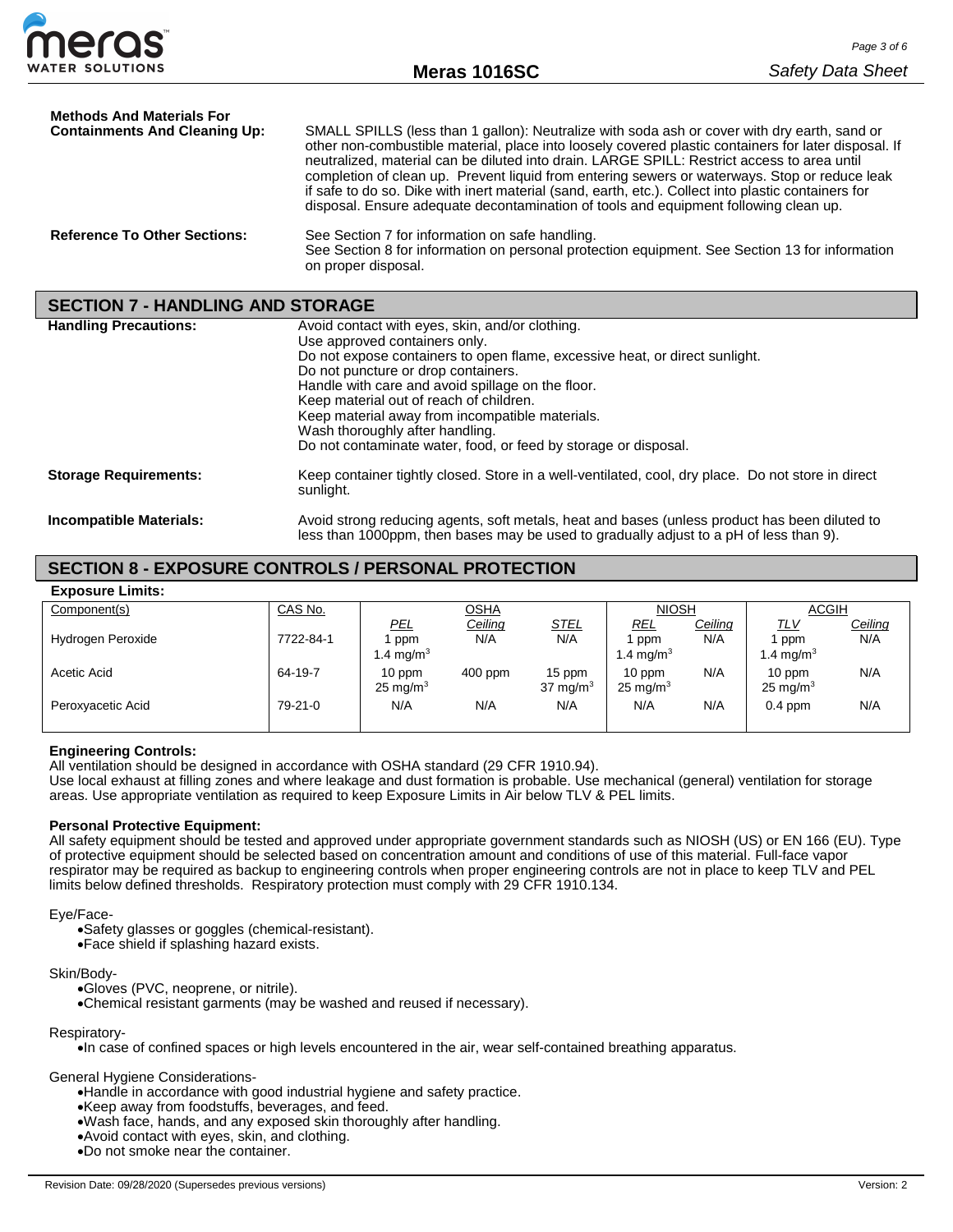**Methods And Materials For Containments And Cleaning Up:** SMALL SPILLS (less than 1 gallon): Neutralize with soda ash or cover with dry earth, sand or other non-combustible material, place into loosely covered plastic containers for later disposal. If neutralized, material can be diluted into drain. LARGE SPILL: Restrict access to area until completion of clean up. Prevent liquid from entering sewers or waterways. Stop or reduce leak if safe to do so. Dike with inert material (sand, earth, etc.). Collect into plastic containers for disposal. Ensure adequate decontamination of tools and equipment following clean up.

**Reference To Other Sections:** See Section 7 for information on safe handling.
See Section 8 for information on personal protection equipment. See Section 13 for information on proper disposal.

## SECTION 7 - HANDLING AND STORAGE

**Handling Precautions:**
Avoid contact with eyes, skin, and/or clothing.
Use approved containers only.
Do not expose containers to open flame, excessive heat, or direct sunlight.
Do not puncture or drop containers.
Handle with care and avoid spillage on the floor.
Keep material out of reach of children.
Keep material away from incompatible materials.
Wash thoroughly after handling.
Do not contaminate water, food, or feed by storage or disposal.

**Storage Requirements:** Keep container tightly closed. Store in a well-ventilated, cool, dry place. Do not store in direct sunlight.

**Incompatible Materials:** Avoid strong reducing agents, soft metals, heat and bases (unless product has been diluted to less than 1000ppm, then bases may be used to gradually adjust to a pH of less than 9).

## SECTION 8 - EXPOSURE CONTROLS / PERSONAL PROTECTION

**Exposure Limits:**

| Component(s) | CAS No. | OSHA | | | NIOSH | | ACGIH | |
|---|---|---|---|---|---|---|---|---|
| | | *PEL* | *Ceiling* | *STEL* | *REL* | *Ceiling* | *TLV* | *Ceiling* |
| Hydrogen Peroxide | 7722-84-1 | 1 ppm 1.4 mg/m$^3$ | N/A | N/A | 1 ppm 1.4 mg/m$^3$ | N/A | 1 ppm 1.4 mg/m$^3$ | N/A |
| Acetic Acid | 64-19-7 | 10 ppm 25 mg/m$^3$ | 400 ppm | 15 ppm 37 mg/m$^3$ | 10 ppm 25 mg/m$^3$ | N/A | 10 ppm 25 mg/m$^3$ | N/A |
| Peroxyacetic Acid | 79-21-0 | N/A | N/A | N/A | N/A | N/A | 0.4 ppm | N/A |

**Engineering Controls:**
All ventilation should be designed in accordance with OSHA standard (29 CFR 1910.94).
Use local exhaust at filling zones and where leakage and dust formation is probable. Use mechanical (general) ventilation for storage areas. Use appropriate ventilation as required to keep Exposure Limits in Air below TLV & PEL limits.

**Personal Protective Equipment:**
All safety equipment should be tested and approved under appropriate government standards such as NIOSH (US) or EN 166 (EU). Type of protective equipment should be selected based on concentration amount and conditions of use of this material. Full-face vapor respirator may be required as backup to engineering controls when proper engineering controls are not in place to keep TLV and PEL limits below defined thresholds. Respiratory protection must comply with 29 CFR 1910.134.

Eye/Face-
- Safety glasses or goggles (chemical-resistant).
- Face shield if splashing hazard exists.

Skin/Body-
- Gloves (PVC, neoprene, or nitrile).
- Chemical resistant garments (may be washed and reused if necessary).

Respiratory-
- In case of confined spaces or high levels encountered in the air, wear self-contained breathing apparatus.

General Hygiene Considerations-
- Handle in accordance with good industrial hygiene and safety practice.
- Keep away from foodstuffs, beverages, and feed.
- Wash face, hands, and any exposed skin thoroughly after handling.
- Avoid contact with eyes, skin, and clothing.
- Do not smoke near the container.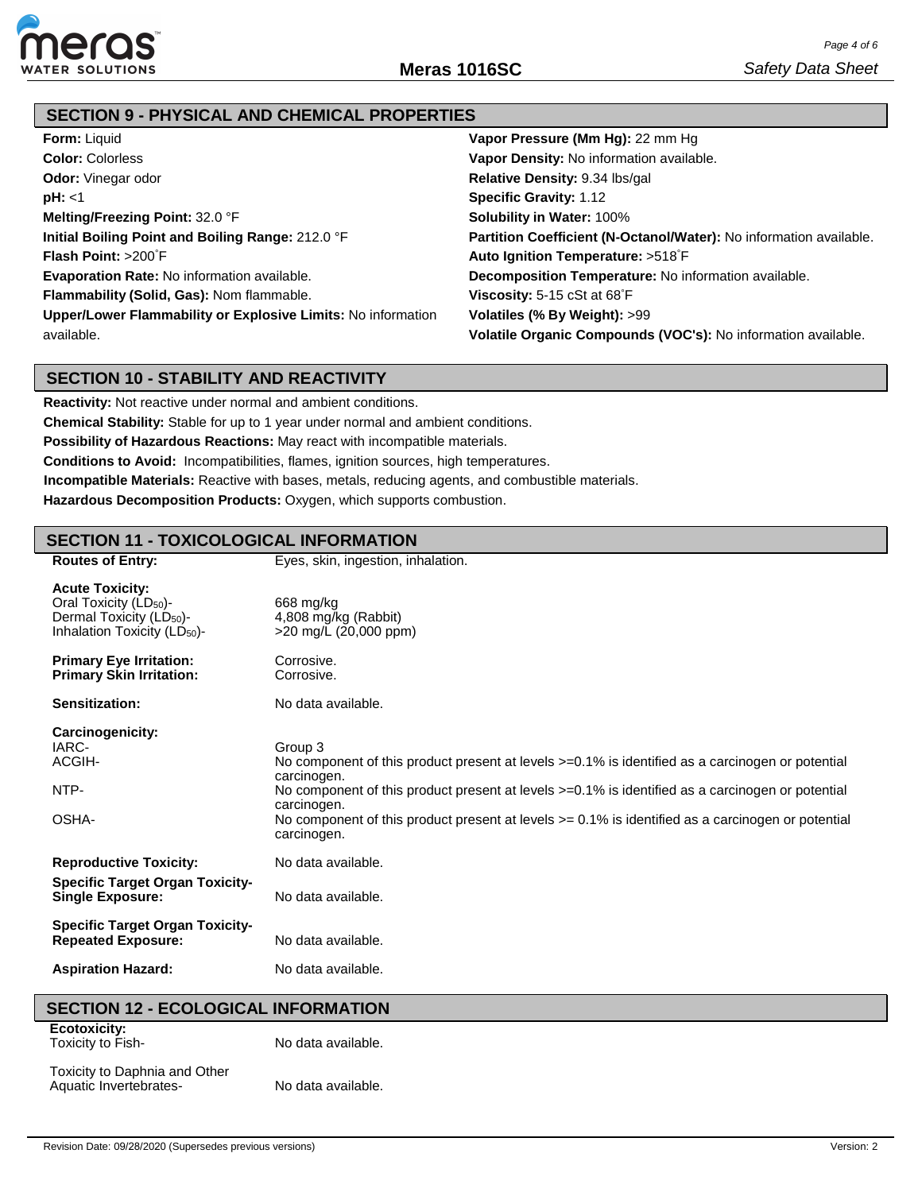## SECTION 9 - PHYSICAL AND CHEMICAL PROPERTIES

**Form:** Liquid
**Color:** Colorless
**Odor:** Vinegar odor
**pH:** <1
**Melting/Freezing Point:** 32.0 °F
**Initial Boiling Point and Boiling Range:** 212.0 °F
**Flash Point:** >200˚F
**Evaporation Rate:** No information available.
**Flammability (Solid, Gas):** Nom flammable.
**Upper/Lower Flammability or Explosive Limits:** No information available.
**Vapor Pressure (Mm Hg):** 22 mm Hg
**Vapor Density:** No information available.
**Relative Density:** 9.34 lbs/gal
**Specific Gravity:** 1.12
**Solubility in Water:** 100%
**Partition Coefficient (N-Octanol/Water):** No information available.
**Auto Ignition Temperature:** >518˚F
**Decomposition Temperature:** No information available.
**Viscosity:** 5-15 cSt at 68˚F
**Volatiles (% By Weight):** >99
**Volatile Organic Compounds (VOC's):** No information available.

## SECTION 10 - STABILITY AND REACTIVITY

**Reactivity:** Not reactive under normal and ambient conditions.
**Chemical Stability:** Stable for up to 1 year under normal and ambient conditions.
**Possibility of Hazardous Reactions:** May react with incompatible materials.
**Conditions to Avoid:** Incompatibilities, flames, ignition sources, high temperatures.
**Incompatible Materials:** Reactive with bases, metals, reducing agents, and combustible materials.
**Hazardous Decomposition Products:** Oxygen, which supports combustion.

## SECTION 11 - TOXICOLOGICAL INFORMATION

| | |
|---|---|
| **Routes of Entry:** | Eyes, skin, ingestion, inhalation. |
| **Acute Toxicity:** | |
| Oral Toxicity ($LD_{50}$)- | 668 mg/kg |
| Dermal Toxicity ($LD_{50}$)- | 4,808 mg/kg (Rabbit) |
| Inhalation Toxicity ($LD_{50}$)- | >20 mg/L (20,000 ppm) |
| **Primary Eye Irritation:** | Corrosive. |
| **Primary Skin Irritation:** | Corrosive. |
| **Sensitization:** | No data available. |
| **Carcinogenicity:** | |
| IARC- | Group 3 |
| ACGIH- | No component of this product present at levels >=0.1% is identified as a carcinogen or potential carcinogen. |
| NTP- | No component of this product present at levels >=0.1% is identified as a carcinogen or potential carcinogen. |
| OSHA- | No component of this product present at levels >= 0.1% is identified as a carcinogen or potential carcinogen. |
| **Reproductive Toxicity:** | No data available. |
| **Specific Target Organ Toxicity-Single Exposure:** | No data available. |
| **Specific Target Organ Toxicity-Repeated Exposure:** | No data available. |
| **Aspiration Hazard:** | No data available. |

## SECTION 12 - ECOLOGICAL INFORMATION

| | |
|---|---|
| **Ecotoxicity:** | |
| Toxicity to Fish- | No data available. |
| Toxicity to Daphnia and Other Aquatic Invertebrates- | No data available. |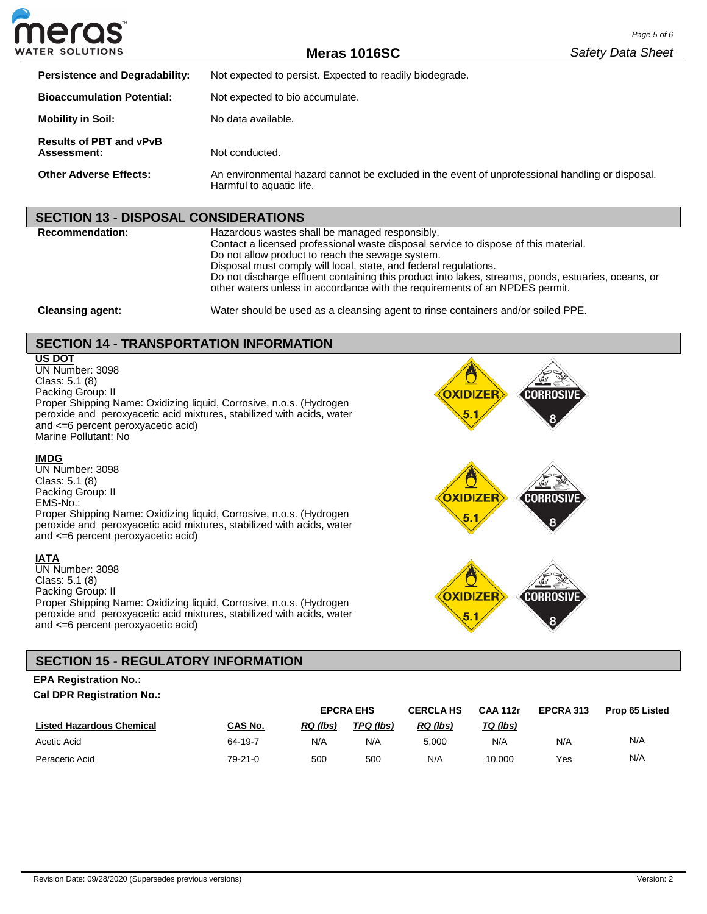**Persistence and Degradability:** Not expected to persist. Expected to readily biodegrade.

**Bioaccumulation Potential:** Not expected to bio accumulate.

**Mobility in Soil:** No data available.

**Results of PBT and vPvB Assessment:** Not conducted.

**Other Adverse Effects:** An environmental hazard cannot be excluded in the event of unprofessional handling or disposal. Harmful to aquatic life.

## SECTION 13 - DISPOSAL CONSIDERATIONS

**Recommendation:**
Hazardous wastes shall be managed responsibly.
Contact a licensed professional waste disposal service to dispose of this material.
Do not allow product to reach the sewage system.
Disposal must comply will local, state, and federal regulations.
Do not discharge effluent containing this product into lakes, streams, ponds, estuaries, oceans, or other waters unless in accordance with the requirements of an NPDES permit.

**Cleansing agent:** Water should be used as a cleansing agent to rinse containers and/or soiled PPE.

## SECTION 14 - TRANSPORTATION INFORMATION

**US DOT**
UN Number: 3098
Class: 5.1 (8)
Packing Group: II
Proper Shipping Name: Oxidizing liquid, Corrosive, n.o.s. (Hydrogen peroxide and peroxyacetic acid mixtures, stabilized with acids, water and <=6 percent peroxyacetic acid)
Marine Pollutant: No

**IMDG**
UN Number: 3098
Class: 5.1 (8)
Packing Group: II
EMS-No.:
Proper Shipping Name: Oxidizing liquid, Corrosive, n.o.s. (Hydrogen peroxide and peroxyacetic acid mixtures, stabilized with acids, water and <=6 percent peroxyacetic acid)

**IATA**
UN Number: 3098
Class: 5.1 (8)
Packing Group: II
Proper Shipping Name: Oxidizing liquid, Corrosive, n.o.s. (Hydrogen peroxide and peroxyacetic acid mixtures, stabilized with acids, water and <=6 percent peroxyacetic acid)

## SECTION 15 - REGULATORY INFORMATION

**EPA Registration No.:**

**Cal DPR Registration No.:**

| | | EPCRA EHS | | CERCLA HS | CAA 112r | EPCRA 313 | Prop 65 Listed |
|---|---|---|---|---|---|---|---|
| **Listed Hazardous Chemical** | **CAS No.** | **RQ (lbs)** | **TPQ (lbs)** | **RQ (lbs)** | **TQ (lbs)** | | |
| Acetic Acid | 64-19-7 | N/A | N/A | 5,000 | N/A | N/A | N/A |
| Peracetic Acid | 79-21-0 | 500 | 500 | N/A | 10,000 | Yes | N/A |

Revision Date: 09/28/2020 (Supersedes previous versions) — Version: 2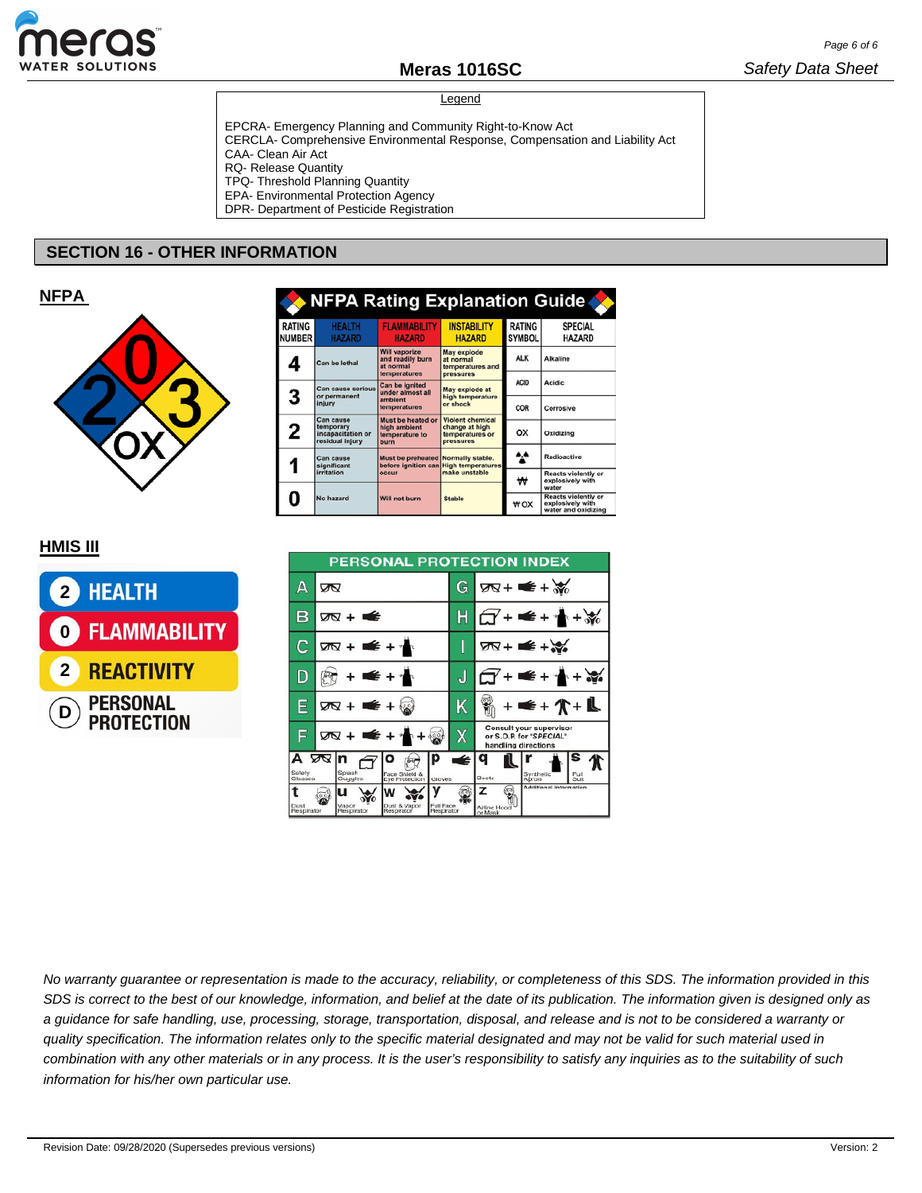Legend

EPCRA- Emergency Planning and Community Right-to-Know Act
CERCLA- Comprehensive Environmental Response, Compensation and Liability Act
CAA- Clean Air Act
RQ- Release Quantity
TPQ- Threshold Planning Quantity
EPA- Environmental Protection Agency
DPR- Department of Pesticide Registration

## SECTION 16 - OTHER INFORMATION

### NFPA

0
2
3
OX

NFPA Rating Explanation Guide

| RATING NUMBER | HEALTH HAZARD | FLAMMABILITY HAZARD | INSTABILITY HAZARD | RATING SYMBOL | SPECIAL HAZARD |
|---|---|---|---|---|---|
| 4 | Can be lethal | Will vaporize and readily burn at normal temperatures | May explode at normal temperatures and pressures | ALK | Alkaline |
| | | | | ACID | Acidic |
| 3 | Can cause serious or permanent injury | Can be ignited under almost all ambient temperatures | May explode at high temperature or shock | COR | Corrosive |
| 2 | Can cause temporary incapacitation or residual injury | Must be heated or high ambient temperature to burn | Violent chemical change at high temperatures or pressures | OX | Oxidizing |
| 1 | Can cause significant irritation | Must be preheated before ignition can occur | Normally stable. High temperatures make unstable | ☢ | Radioactive |
| | | | | W | Reacts violently or explosively with water |
| 0 | No hazard | Will not burn | Stable | W OX | Reacts violently or explosively with water and oxidizing |

### HMIS III

| | |
|---|---|
| 2 | HEALTH |
| 0 | FLAMMABILITY |
| 2 | REACTIVITY |
| D | PERSONAL PROTECTION |

PERSONAL PROTECTION INDEX

| | | | |
|---|---|---|---|
| A | Safety Glasses | G | Safety Glasses + Gloves + Dust Respirator |
| B | Safety Glasses + Gloves | H | Splash Goggles + Gloves + Synthetic Apron + Vapor Respirator |
| C | Safety Glasses + Gloves + Synthetic Apron | I | Safety Glasses + Gloves + Dust & Vapor Respirator |
| D | Face Shield & Eye Protection + Gloves + Synthetic Apron | J | Splash Goggles + Gloves + Synthetic Apron + Dust & Vapor Respirator |
| E | Safety Glasses + Gloves + Dust Respirator | K | Airline Hood or Mask + Gloves + Full Suit + Boots |
| F | Safety Glasses + Gloves + Synthetic Apron + Dust Respirator | X | Consult your supervisor or S.O.P. for "SPECIAL" handling directions |

| | | | |
|---|---|---|---|
| A | Safety Glasses | n | Splash Goggles |
| o | Face Shield & Eye Protection | p | Gloves |
| q | Boots | r | Synthetic Apron |
| s | Full Suit | t | Dust Respirator |
| u | Vapor Respirator | w | Dust & Vapor Respirator |
| y | Full Face Respirator | z | Airline Hood or Mask |

Additional Information

*No warranty guarantee or representation is made to the accuracy, reliability, or completeness of this SDS. The information provided in this SDS is correct to the best of our knowledge, information, and belief at the date of its publication. The information given is designed only as a guidance for safe handling, use, processing, storage, transportation, disposal, and release and is not to be considered a warranty or quality specification. The information relates only to the specific material designated and may not be valid for such material used in combination with any other materials or in any process. It is the user's responsibility to satisfy any inquiries as to the suitability of such information for his/her own particular use.*

Revision Date: 09/28/2020 (Supersedes previous versions) Version: 2